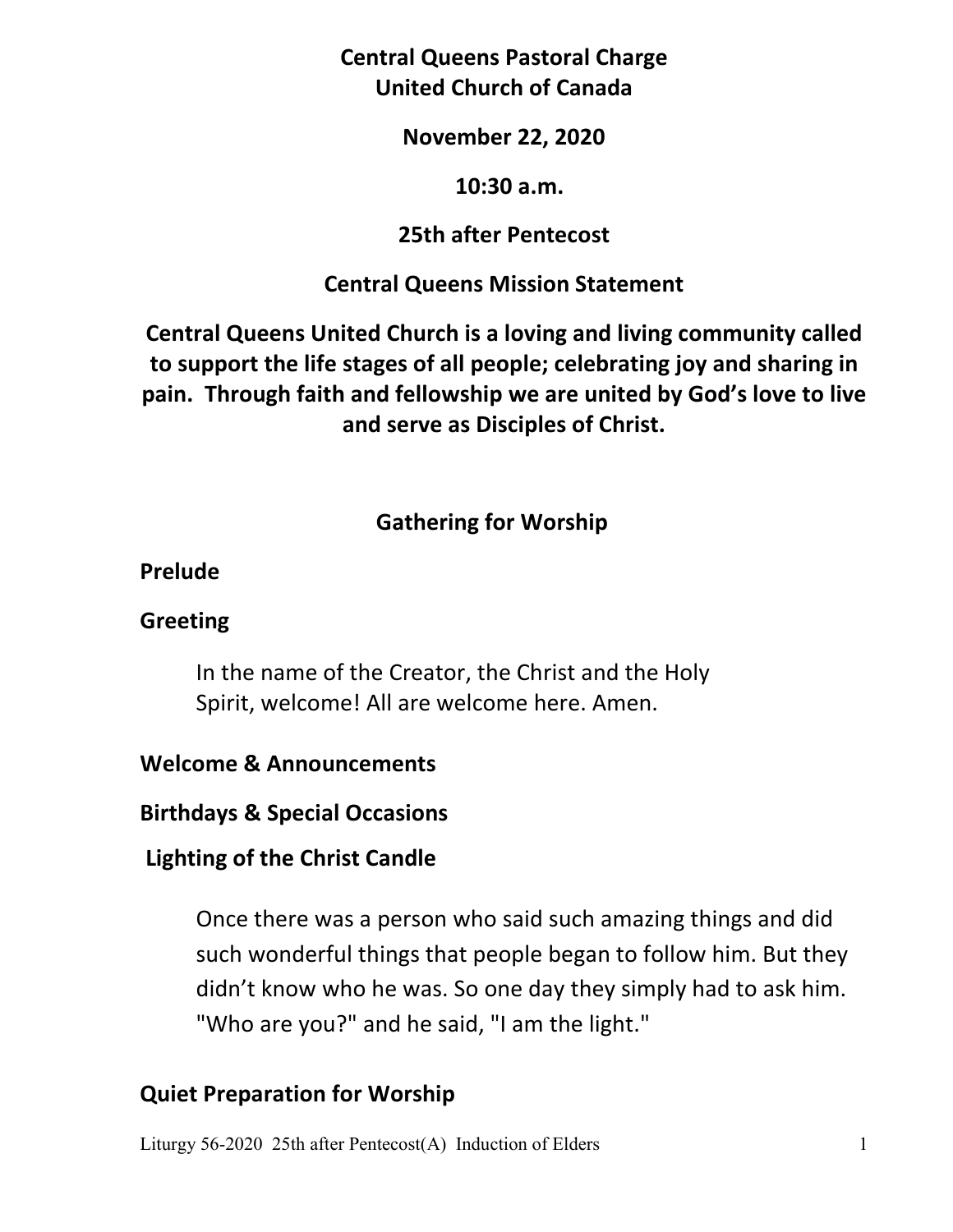# Central Queens Pastoral Charge
# United Church of Canada

**November 22, 2020**

**10:30 a.m.**

**25th after Pentecost**

**Central Queens Mission Statement**

**Central Queens United Church is a loving and living community called to support the life stages of all people; celebrating joy and sharing in pain. Through faith and fellowship we are united by God's love to live and serve as Disciples of Christ.**

## Gathering for Worship

**Prelude**

**Greeting**

In the name of the Creator, the Christ and the Holy Spirit, welcome! All are welcome here. Amen.

**Welcome & Announcements**

**Birthdays & Special Occasions**

**Lighting of the Christ Candle**

Once there was a person who said such amazing things and did such wonderful things that people began to follow him. But they didn't know who he was. So one day they simply had to ask him. "Who are you?" and he said, "I am the light."

**Quiet Preparation for Worship**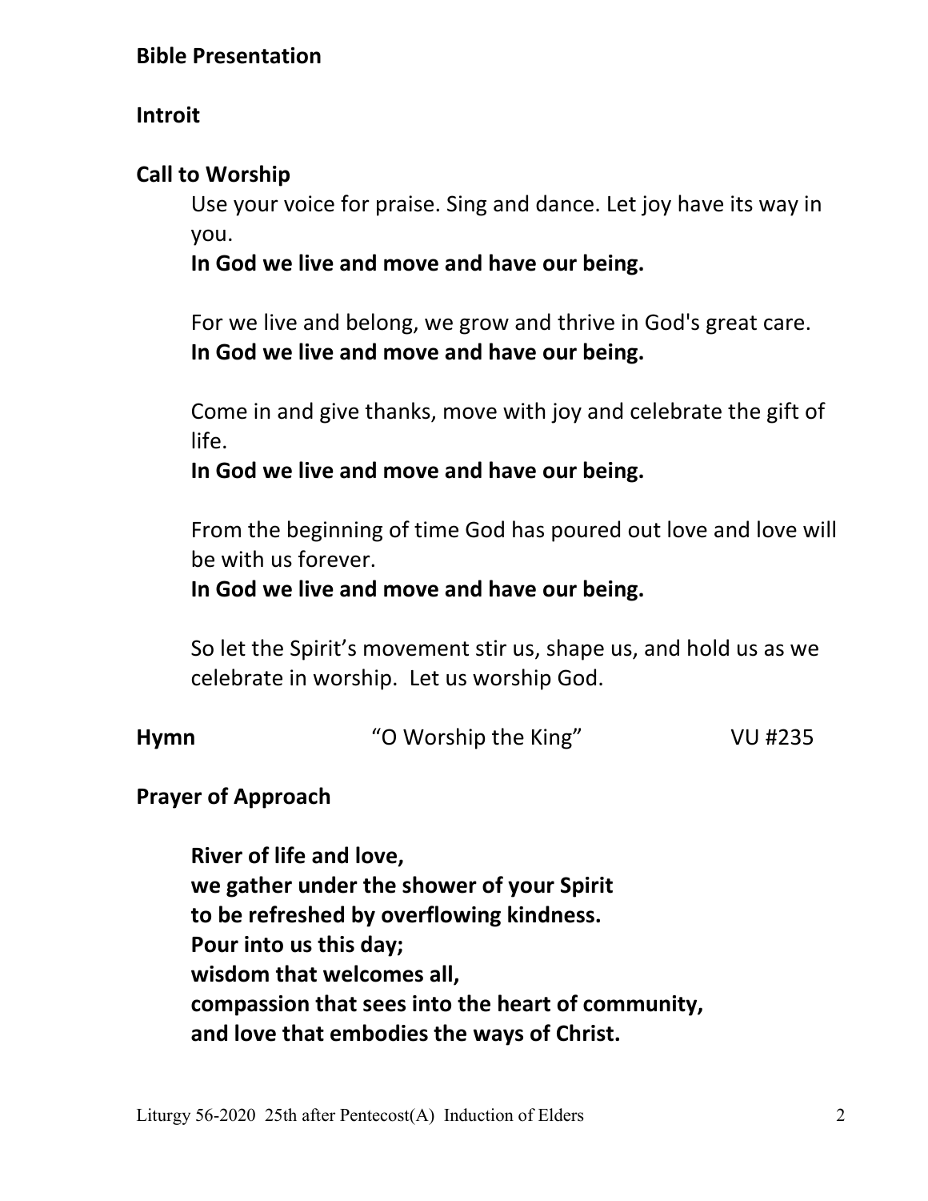**Bible Presentation**

**Introit**

**Call to Worship**

Use your voice for praise. Sing and dance. Let joy have its way in you.
**In God we live and move and have our being.**

For we live and belong, we grow and thrive in God's great care.
**In God we live and move and have our being.**

Come in and give thanks, move with joy and celebrate the gift of life.
**In God we live and move and have our being.**

From the beginning of time God has poured out love and love will be with us forever.
**In God we live and move and have our being.**

So let the Spirit's movement stir us, shape us, and hold us as we celebrate in worship. Let us worship God.

**Hymn** "O Worship the King" VU #235

**Prayer of Approach**

**River of life and love,**
**we gather under the shower of your Spirit**
**to be refreshed by overflowing kindness.**
**Pour into us this day;**
**wisdom that welcomes all,**
**compassion that sees into the heart of community,**
**and love that embodies the ways of Christ.**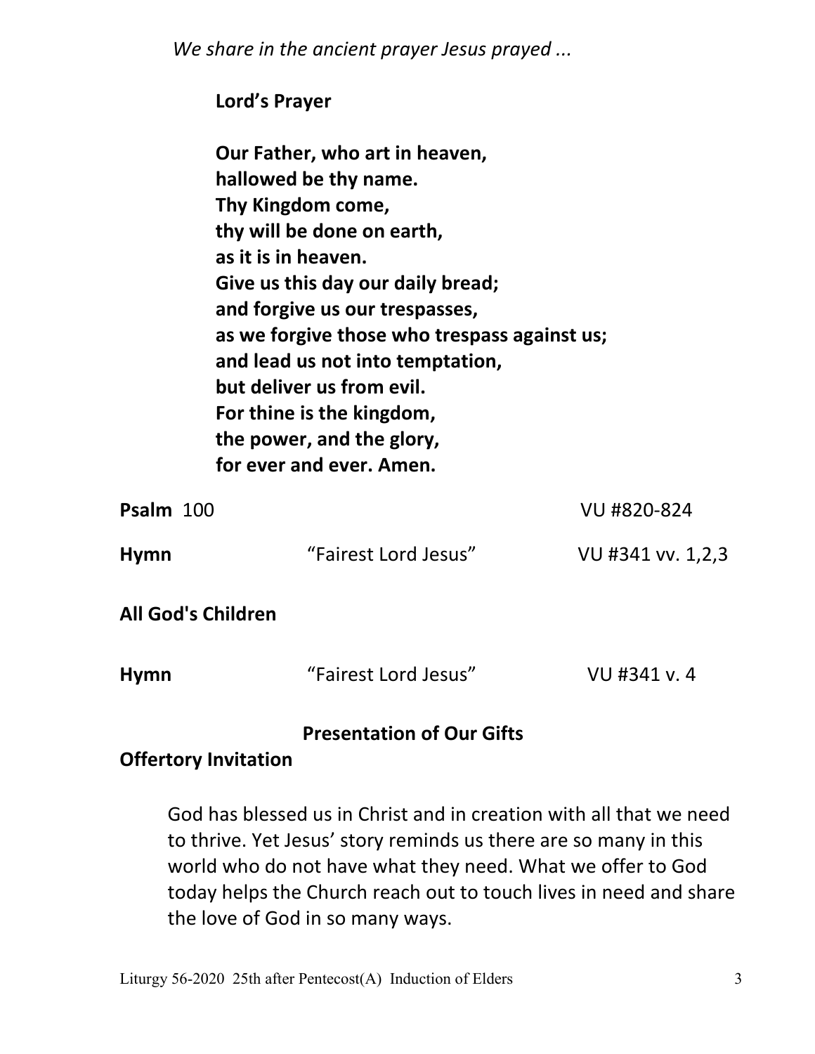*We share in the ancient prayer Jesus prayed ...*

**Lord's Prayer**

**Our Father, who art in heaven,**
**hallowed be thy name.**
**Thy Kingdom come,**
**thy will be done on earth,**
**as it is in heaven.**
**Give us this day our daily bread;**
**and forgive us our trespasses,**
**as we forgive those who trespass against us;**
**and lead us not into temptation,**
**but deliver us from evil.**
**For thine is the kingdom,**
**the power, and the glory,**
**for ever and ever. Amen.**

**Psalm** 100 VU #820-824

**Hymn** "Fairest Lord Jesus" VU #341 vv. 1,2,3

**All God's Children**

**Hymn** "Fairest Lord Jesus" VU #341 v. 4

## Presentation of Our Gifts

**Offertory Invitation**

God has blessed us in Christ and in creation with all that we need to thrive. Yet Jesus' story reminds us there are so many in this world who do not have what they need. What we offer to God today helps the Church reach out to touch lives in need and share the love of God in so many ways.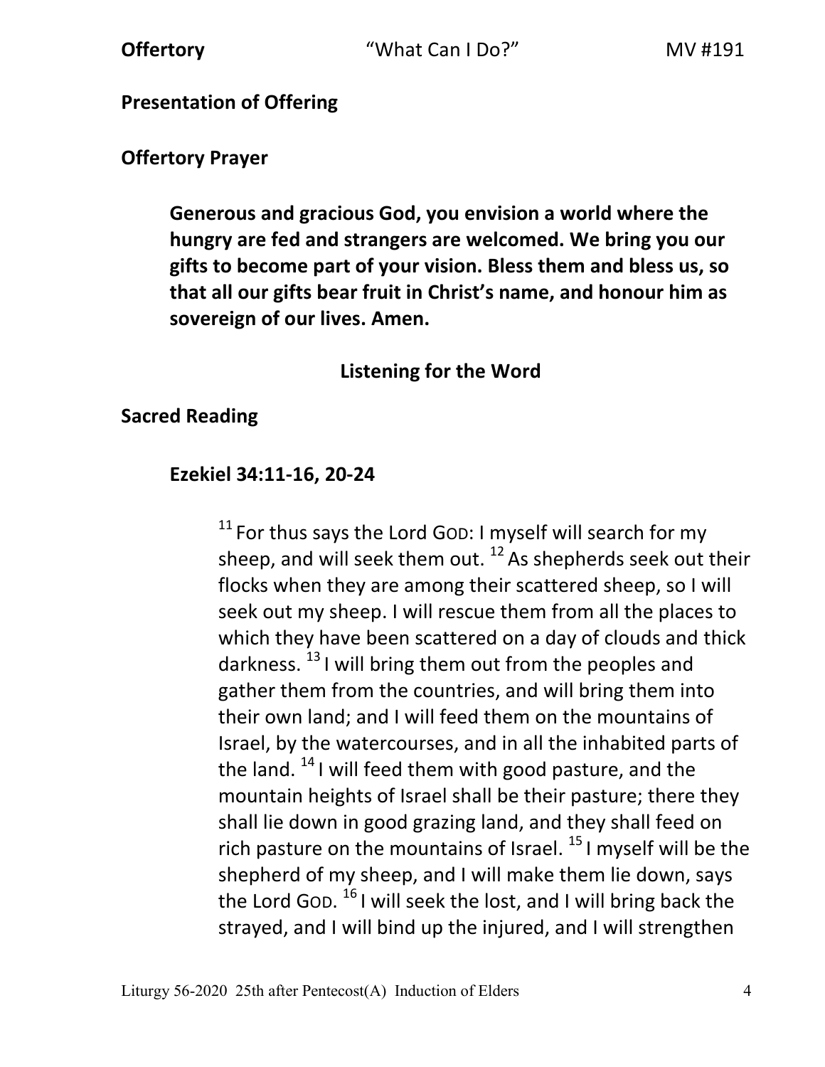**Offertory** "What Can I Do?" MV #191

**Presentation of Offering**

**Offertory Prayer**

> **Generous and gracious God, you envision a world where the hungry are fed and strangers are welcomed. We bring you our gifts to become part of your vision. Bless them and bless us, so that all our gifts bear fruit in Christ's name, and honour him as sovereign of our lives. Amen.**

## Listening for the Word

**Sacred Reading**

**Ezekiel 34:11-16, 20-24**

> [11] For thus says the Lord GOD: I myself will search for my sheep, and will seek them out. [12] As shepherds seek out their flocks when they are among their scattered sheep, so I will seek out my sheep. I will rescue them from all the places to which they have been scattered on a day of clouds and thick darkness. [13] I will bring them out from the peoples and gather them from the countries, and will bring them into their own land; and I will feed them on the mountains of Israel, by the watercourses, and in all the inhabited parts of the land. [14] I will feed them with good pasture, and the mountain heights of Israel shall be their pasture; there they shall lie down in good grazing land, and they shall feed on rich pasture on the mountains of Israel. [15] I myself will be the shepherd of my sheep, and I will make them lie down, says the Lord GOD. [16] I will seek the lost, and I will bring back the strayed, and I will bind up the injured, and I will strengthen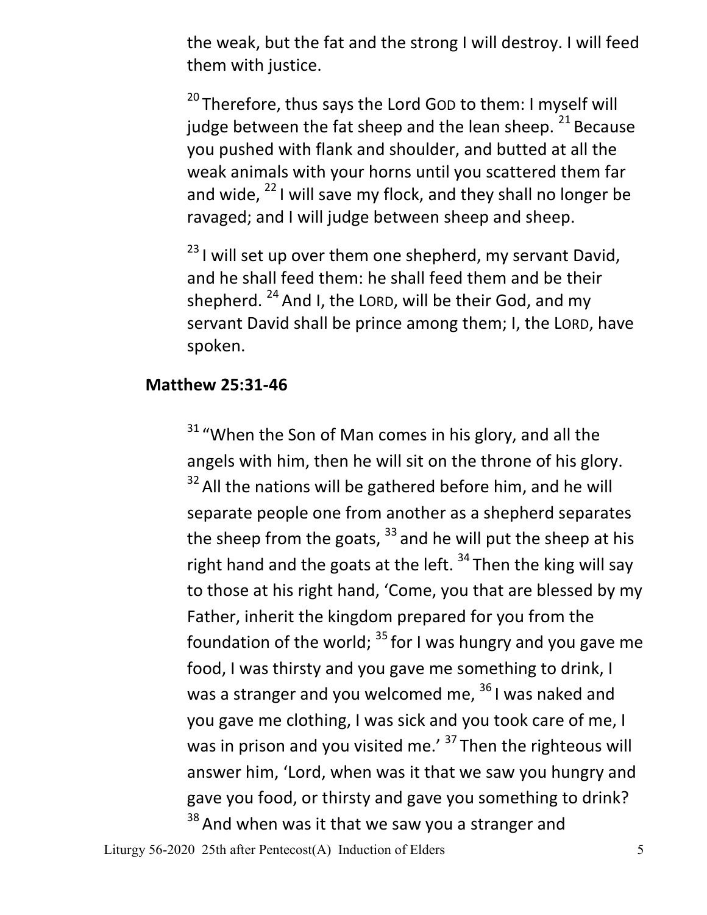the weak, but the fat and the strong I will destroy. I will feed them with justice.

[20] Therefore, thus says the Lord GOD to them: I myself will judge between the fat sheep and the lean sheep. [21] Because you pushed with flank and shoulder, and butted at all the weak animals with your horns until you scattered them far and wide, [22] I will save my flock, and they shall no longer be ravaged; and I will judge between sheep and sheep.

[23] I will set up over them one shepherd, my servant David, and he shall feed them: he shall feed them and be their shepherd. [24] And I, the LORD, will be their God, and my servant David shall be prince among them; I, the LORD, have spoken.

**Matthew 25:31-46**

[31] "When the Son of Man comes in his glory, and all the angels with him, then he will sit on the throne of his glory. [32] All the nations will be gathered before him, and he will separate people one from another as a shepherd separates the sheep from the goats, [33] and he will put the sheep at his right hand and the goats at the left. [34] Then the king will say to those at his right hand, 'Come, you that are blessed by my Father, inherit the kingdom prepared for you from the foundation of the world; [35] for I was hungry and you gave me food, I was thirsty and you gave me something to drink, I was a stranger and you welcomed me, [36] I was naked and you gave me clothing, I was sick and you took care of me, I was in prison and you visited me.' [37] Then the righteous will answer him, 'Lord, when was it that we saw you hungry and gave you food, or thirsty and gave you something to drink? [38] And when was it that we saw you a stranger and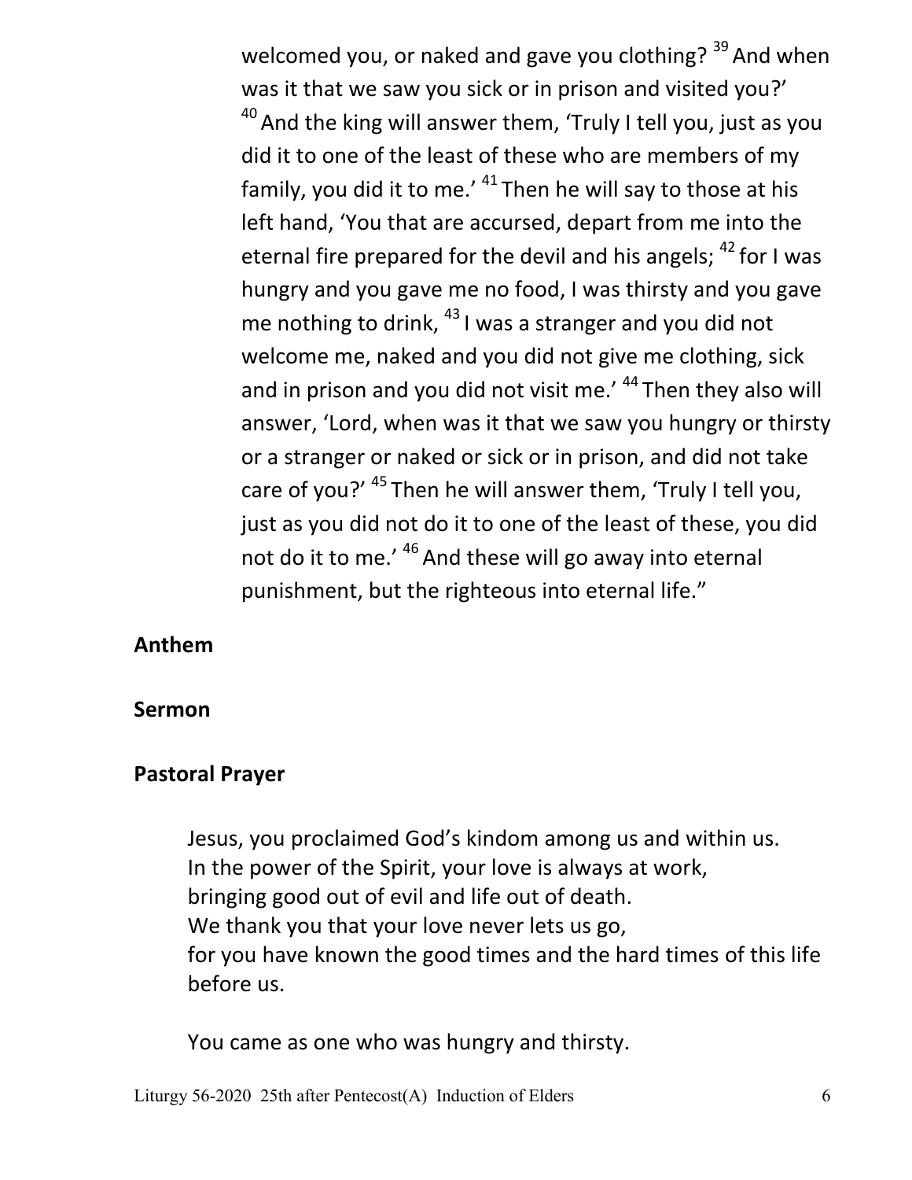welcomed you, or naked and gave you clothing? [39] And when was it that we saw you sick or in prison and visited you?' [40] And the king will answer them, 'Truly I tell you, just as you did it to one of the least of these who are members of my family, you did it to me.' [41] Then he will say to those at his left hand, 'You that are accursed, depart from me into the eternal fire prepared for the devil and his angels; [42] for I was hungry and you gave me no food, I was thirsty and you gave me nothing to drink, [43] I was a stranger and you did not welcome me, naked and you did not give me clothing, sick and in prison and you did not visit me.' [44] Then they also will answer, 'Lord, when was it that we saw you hungry or thirsty or a stranger or naked or sick or in prison, and did not take care of you?' [45] Then he will answer them, 'Truly I tell you, just as you did not do it to one of the least of these, you did not do it to me.' [46] And these will go away into eternal punishment, but the righteous into eternal life."

**Anthem**

**Sermon**

**Pastoral Prayer**

Jesus, you proclaimed God's kindom among us and within us.
In the power of the Spirit, your love is always at work,
bringing good out of evil and life out of death.
We thank you that your love never lets us go,
for you have known the good times and the hard times of this life before us.

You came as one who was hungry and thirsty.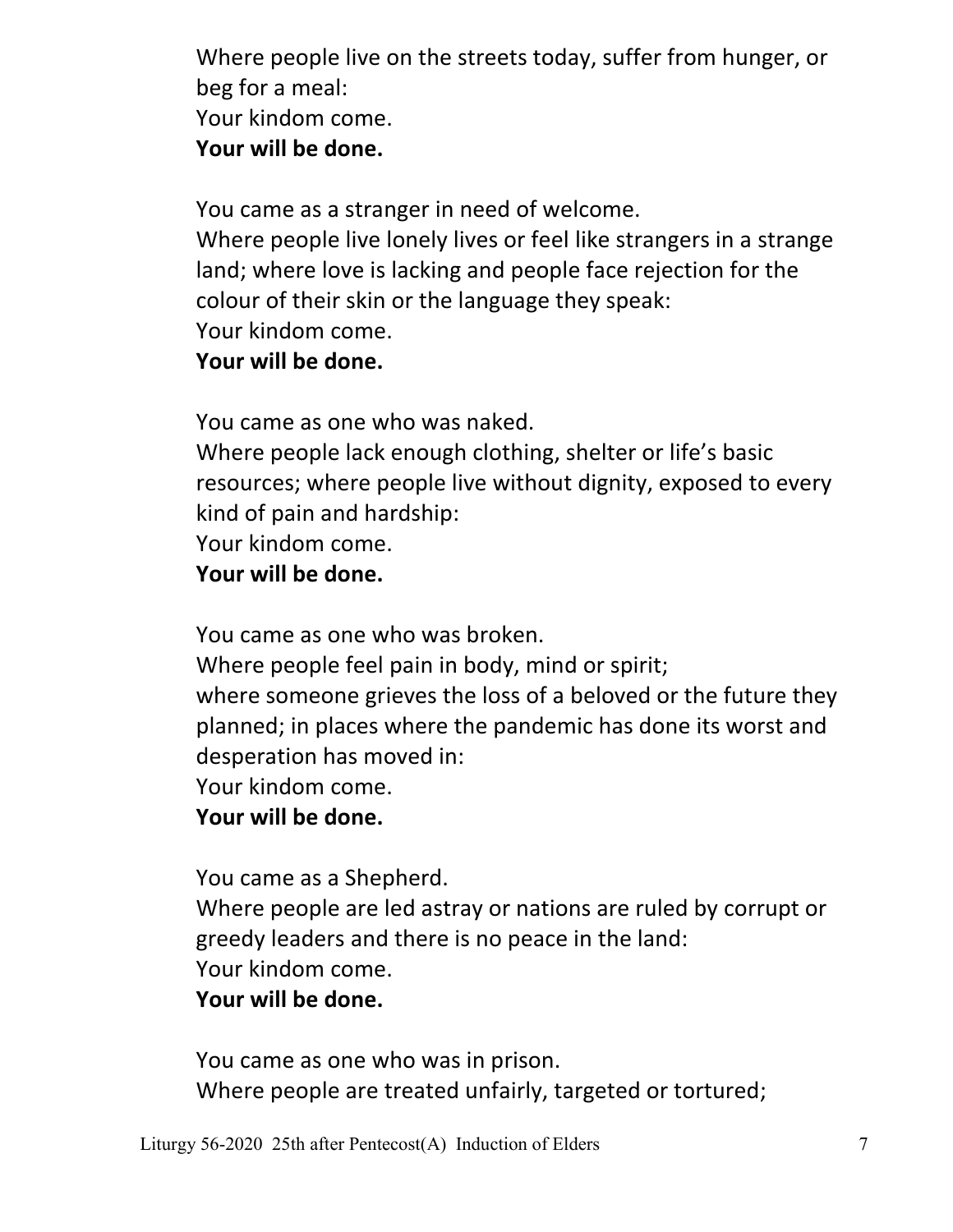Where people live on the streets today, suffer from hunger, or beg for a meal:
Your kindom come.
**Your will be done.**

You came as a stranger in need of welcome.
Where people live lonely lives or feel like strangers in a strange land; where love is lacking and people face rejection for the colour of their skin or the language they speak:
Your kindom come.
**Your will be done.**

You came as one who was naked.
Where people lack enough clothing, shelter or life's basic resources; where people live without dignity, exposed to every kind of pain and hardship:
Your kindom come.
**Your will be done.**

You came as one who was broken.
Where people feel pain in body, mind or spirit;
where someone grieves the loss of a beloved or the future they planned; in places where the pandemic has done its worst and desperation has moved in:
Your kindom come.
**Your will be done.**

You came as a Shepherd.
Where people are led astray or nations are ruled by corrupt or greedy leaders and there is no peace in the land:
Your kindom come.
**Your will be done.**

You came as one who was in prison.
Where people are treated unfairly, targeted or tortured;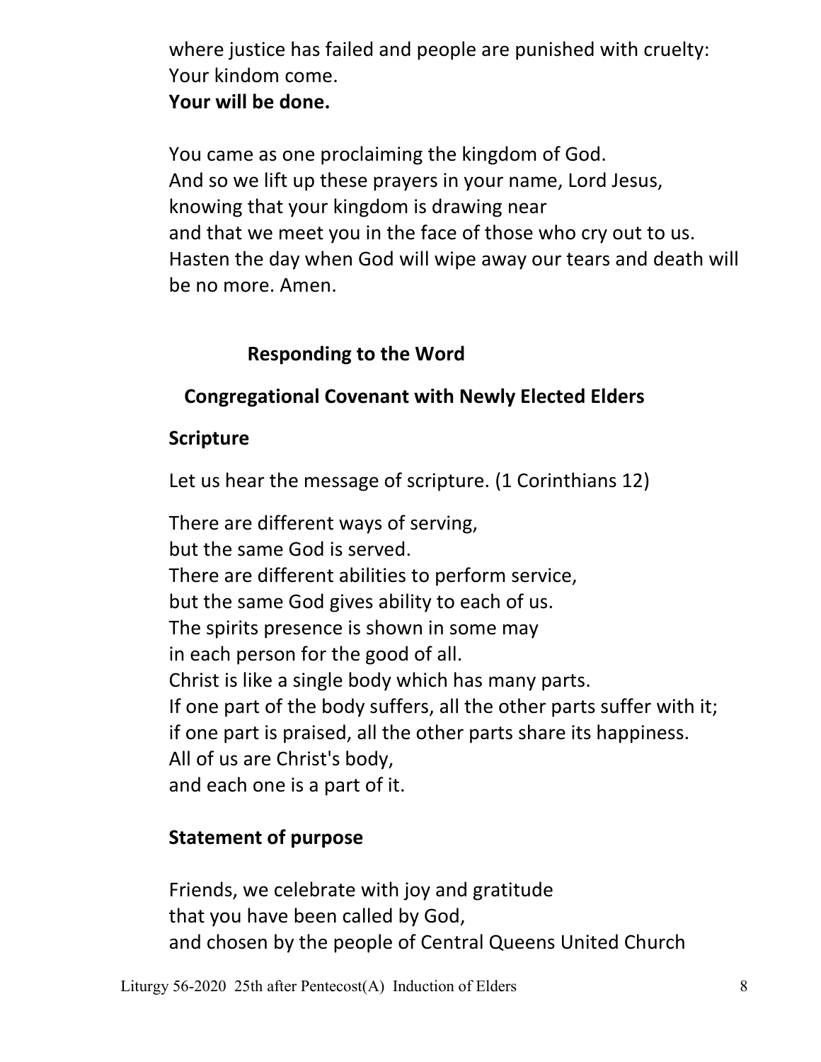where justice has failed and people are punished with cruelty:
Your kindom come.
**Your will be done.**

You came as one proclaiming the kingdom of God.
And so we lift up these prayers in your name, Lord Jesus,
knowing that your kingdom is drawing near
and that we meet you in the face of those who cry out to us.
Hasten the day when God will wipe away our tears and death will be no more. Amen.

## Responding to the Word

## Congregational Covenant with Newly Elected Elders

### Scripture

Let us hear the message of scripture. (1 Corinthians 12)

There are different ways of serving,
but the same God is served.
There are different abilities to perform service,
but the same God gives ability to each of us.
The spirits presence is shown in some may
in each person for the good of all.
Christ is like a single body which has many parts.
If one part of the body suffers, all the other parts suffer with it;
if one part is praised, all the other parts share its happiness.
All of us are Christ's body,
and each one is a part of it.

### Statement of purpose

Friends, we celebrate with joy and gratitude
that you have been called by God,
and chosen by the people of Central Queens United Church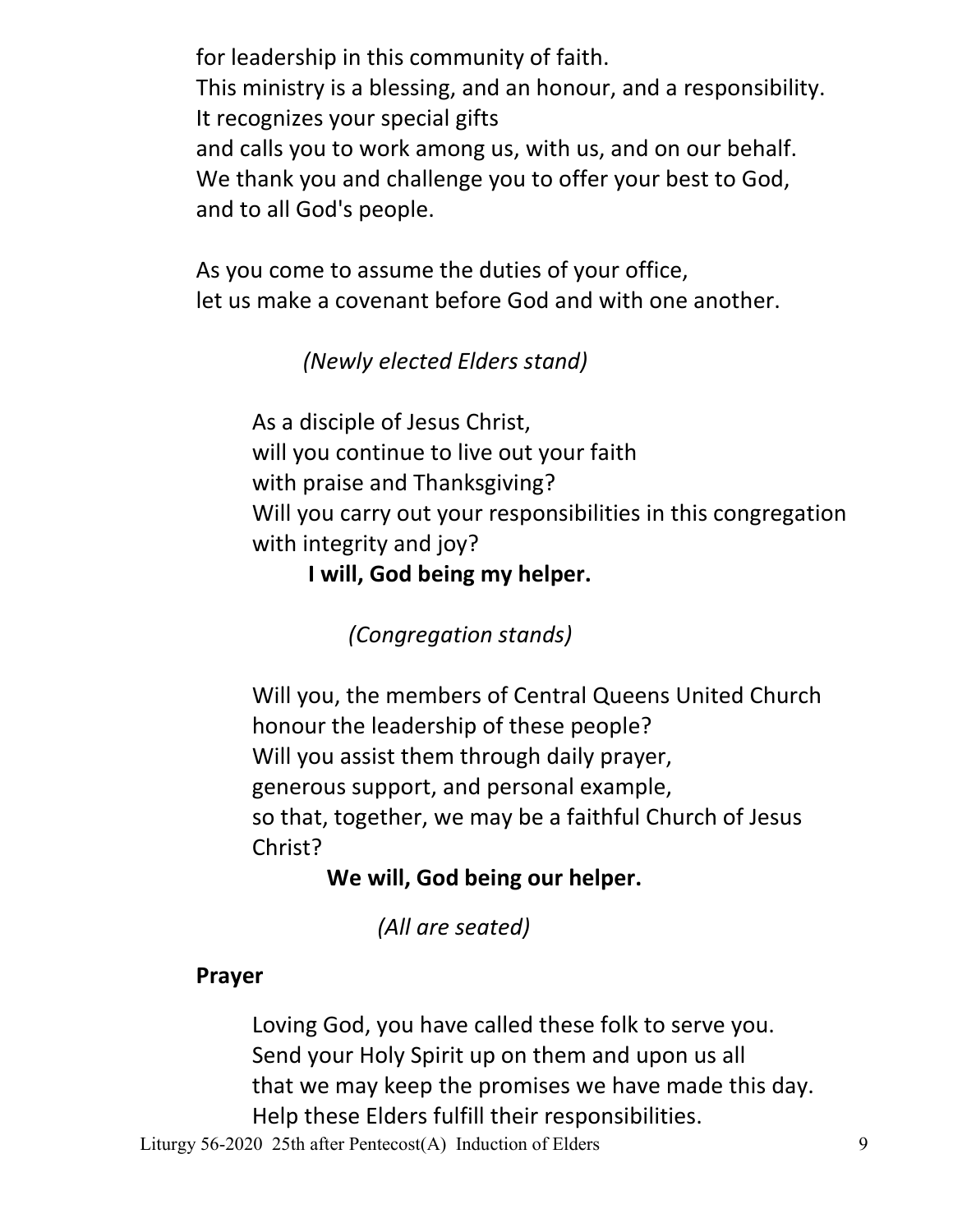for leadership in this community of faith.
This ministry is a blessing, and an honour, and a responsibility.
It recognizes your special gifts
and calls you to work among us, with us, and on our behalf.
We thank you and challenge you to offer your best to God,
and to all God's people.

As you come to assume the duties of your office,
let us make a covenant before God and with one another.

*(Newly elected Elders stand)*

As a disciple of Jesus Christ,
will you continue to live out your faith
with praise and Thanksgiving?
Will you carry out your responsibilities in this congregation
with integrity and joy?

**I will, God being my helper.**

*(Congregation stands)*

Will you, the members of Central Queens United Church
honour the leadership of these people?
Will you assist them through daily prayer,
generous support, and personal example,
so that, together, we may be a faithful Church of Jesus Christ?

**We will, God being our helper.**

*(All are seated)*

**Prayer**

Loving God, you have called these folk to serve you.
Send your Holy Spirit up on them and upon us all
that we may keep the promises we have made this day.
Help these Elders fulfill their responsibilities.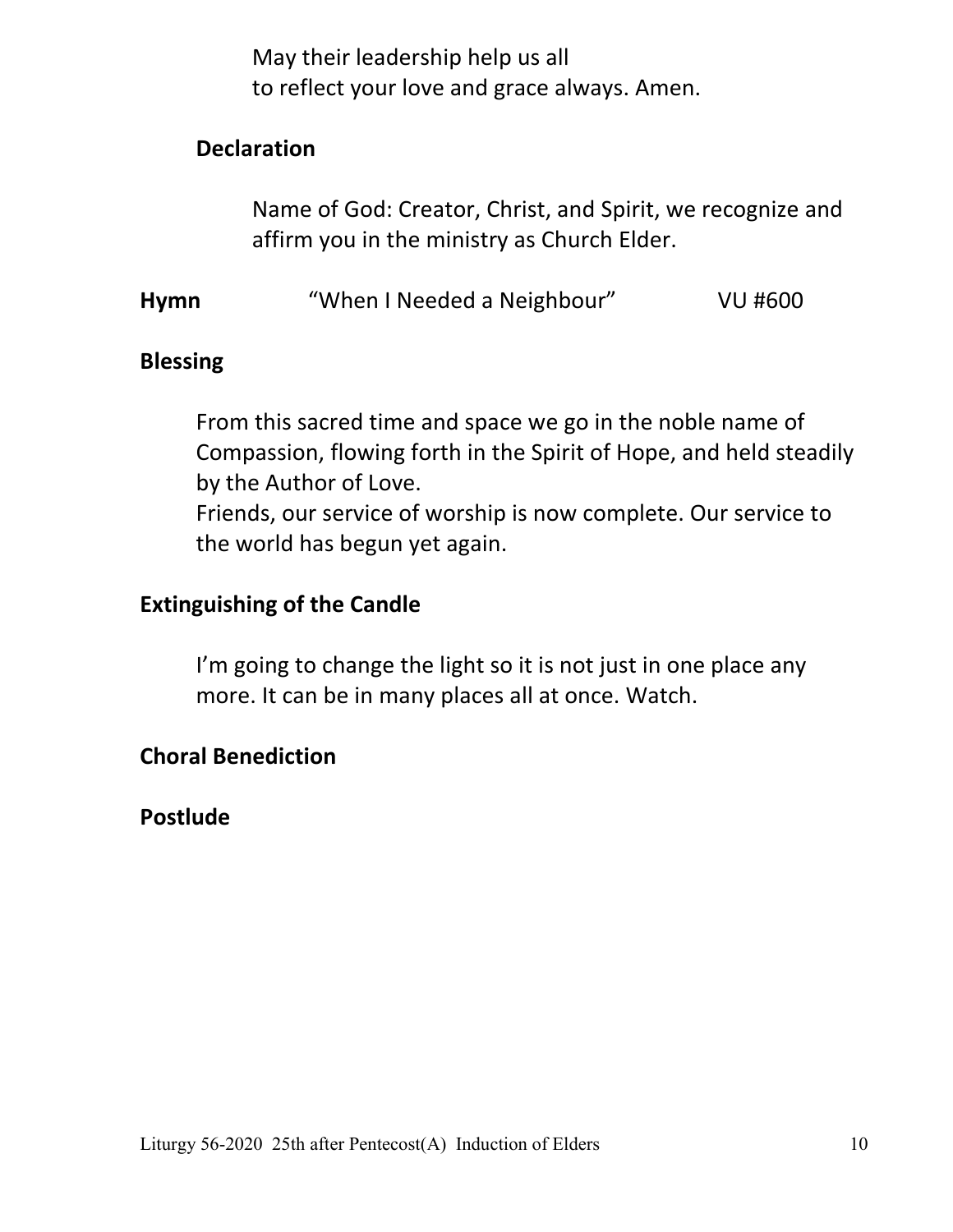May their leadership help us all
to reflect your love and grace always. Amen.

**Declaration**

Name of God: Creator, Christ, and Spirit, we recognize and affirm you in the ministry as Church Elder.

**Hymn** "When I Needed a Neighbour" VU #600

**Blessing**

From this sacred time and space we go in the noble name of Compassion, flowing forth in the Spirit of Hope, and held steadily by the Author of Love.
Friends, our service of worship is now complete. Our service to the world has begun yet again.

**Extinguishing of the Candle**

I'm going to change the light so it is not just in one place any more. It can be in many places all at once. Watch.

**Choral Benediction**

**Postlude**